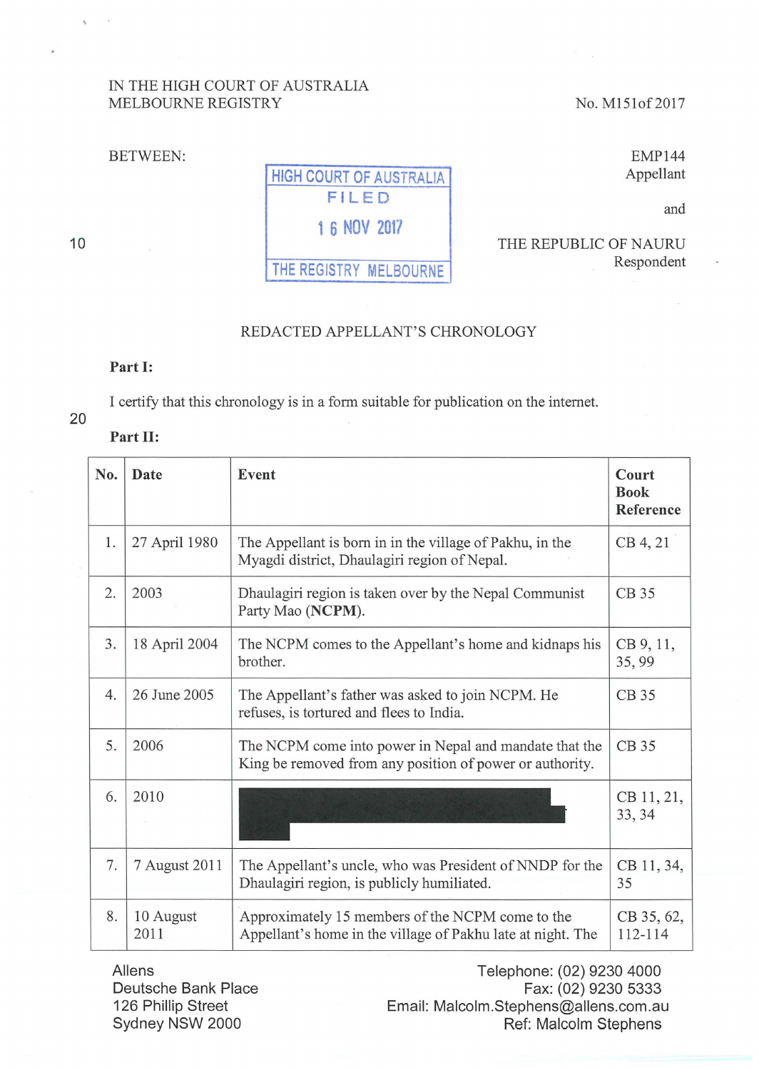IN THE HIGH COURT OF AUSTRALIA
MELBOURNE REGISTRY

No. M151of 2017

BETWEEN:

HIGH COURT OF AUSTRALIA
FILED
16 NOV 2017
THE REGISTRY MELBOURNE

EMP144
Appellant

and

THE REPUBLIC OF NAURU
Respondent

REDACTED APPELLANT'S CHRONOLOGY

**Part I:**

I certify that this chronology is in a form suitable for publication on the internet.

**Part II:**

| No. | Date | Event | Court Book Reference |
|---|---|---|---|
| 1. | 27 April 1980 | The Appellant is born in in the village of Pakhu, in the Myagdi district, Dhaulagiri region of Nepal. | CB 4, 21 |
| 2. | 2003 | Dhaulagiri region is taken over by the Nepal Communist Party Mao (**NCPM**). | CB 35 |
| 3. | 18 April 2004 | The NCPM comes to the Appellant's home and kidnaps his brother. | CB 9, 11, 35, 99 |
| 4. | 26 June 2005 | The Appellant's father was asked to join NCPM. He refuses, is tortured and flees to India. | CB 35 |
| 5. | 2006 | The NCPM come into power in Nepal and mandate that the King be removed from any position of power or authority. | CB 35 |
| 6. | 2010 | [REDACTED] | CB 11, 21, 33, 34 |
| 7. | 7 August 2011 | The Appellant's uncle, who was President of NNDP for the Dhaulagiri region, is publicly humiliated. | CB 11, 34, 35 |
| 8. | 10 August 2011 | Approximately 15 members of the NCPM come to the Appellant's home in the village of Pakhu late at night. The | CB 35, 62, 112-114 |

Allens
Deutsche Bank Place
126 Phillip Street
Sydney NSW 2000

Telephone: (02) 9230 4000
Fax: (02) 9230 5333
Email: Malcolm.Stephens@allens.com.au
Ref: Malcolm Stephens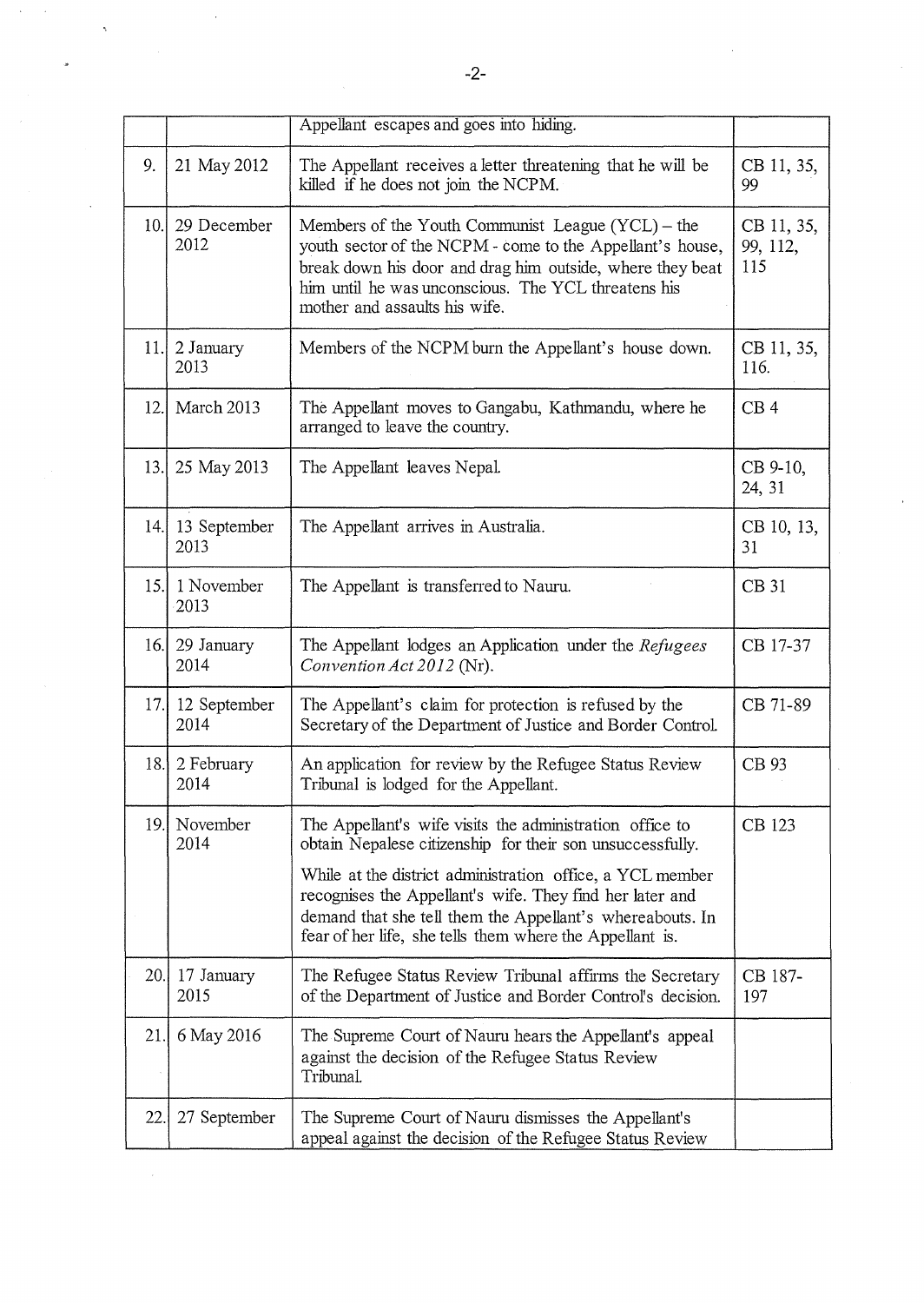| | | | |
|---|---|---|---|
| | | Appellant escapes and goes into hiding. | |
| 9. | 21 May 2012 | The Appellant receives a letter threatening that he will be killed if he does not join the NCPM. | CB 11, 35, 99 |
| 10. | 29 December 2012 | Members of the Youth Communist League (YCL) – the youth sector of the NCPM - come to the Appellant's house, break down his door and drag him outside, where they beat him until he was unconscious. The YCL threatens his mother and assaults his wife. | CB 11, 35, 99, 112, 115 |
| 11. | 2 January 2013 | Members of the NCPM burn the Appellant's house down. | CB 11, 35, 116. |
| 12. | March 2013 | The Appellant moves to Gangabu, Kathmandu, where he arranged to leave the country. | CB 4 |
| 13. | 25 May 2013 | The Appellant leaves Nepal. | CB 9-10, 24, 31 |
| 14. | 13 September 2013 | The Appellant arrives in Australia. | CB 10, 13, 31 |
| 15. | 1 November 2013 | The Appellant is transferred to Nauru. | CB 31 |
| 16. | 29 January 2014 | The Appellant lodges an Application under the *Refugees Convention Act 2012* (Nr). | CB 17-37 |
| 17. | 12 September 2014 | The Appellant's claim for protection is refused by the Secretary of the Department of Justice and Border Control. | CB 71-89 |
| 18. | 2 February 2014 | An application for review by the Refugee Status Review Tribunal is lodged for the Appellant. | CB 93 |
| 19. | November 2014 | The Appellant's wife visits the administration office to obtain Nepalese citizenship for their son unsuccessfully.<br><br>While at the district administration office, a YCL member recognises the Appellant's wife. They find her later and demand that she tell them the Appellant's whereabouts. In fear of her life, she tells them where the Appellant is. | CB 123 |
| 20. | 17 January 2015 | The Refugee Status Review Tribunal affirms the Secretary of the Department of Justice and Border Control's decision. | CB 187-197 |
| 21. | 6 May 2016 | The Supreme Court of Nauru hears the Appellant's appeal against the decision of the Refugee Status Review Tribunal. | |
| 22. | 27 September | The Supreme Court of Nauru dismisses the Appellant's appeal against the decision of the Refugee Status Review | |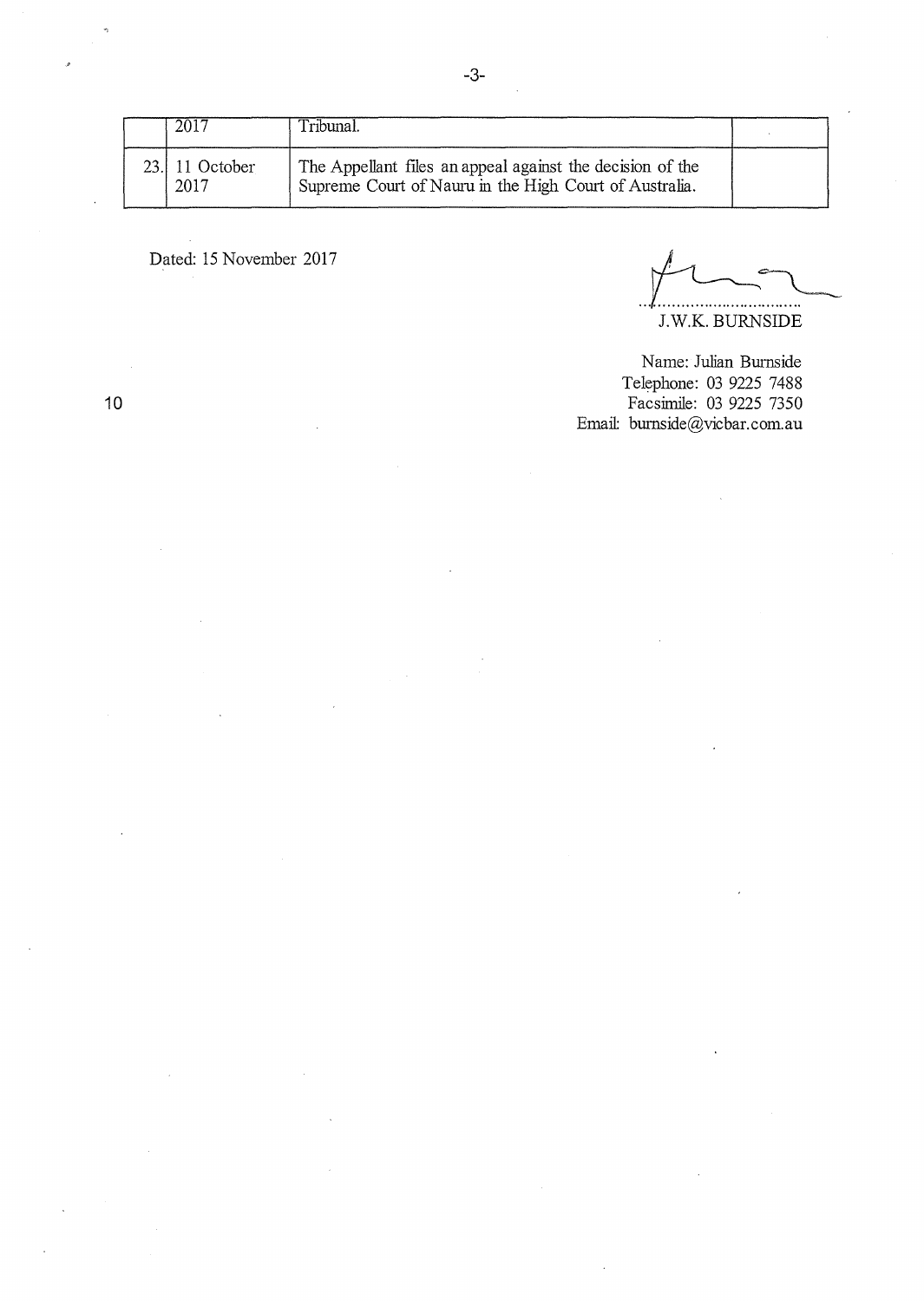| | | | |
|---|---|---|---|
| | 2017 | Tribunal. | |
| 23. | 11 October 2017 | The Appellant files an appeal against the decision of the Supreme Court of Nauru in the High Court of Australia. | |

Dated: 15 November 2017

J.W.K. BURNSIDE

Name: Julian Burnside
Telephone: 03 9225 7488
Facsimile: 03 9225 7350
Email: burnside@vicbar.com.au